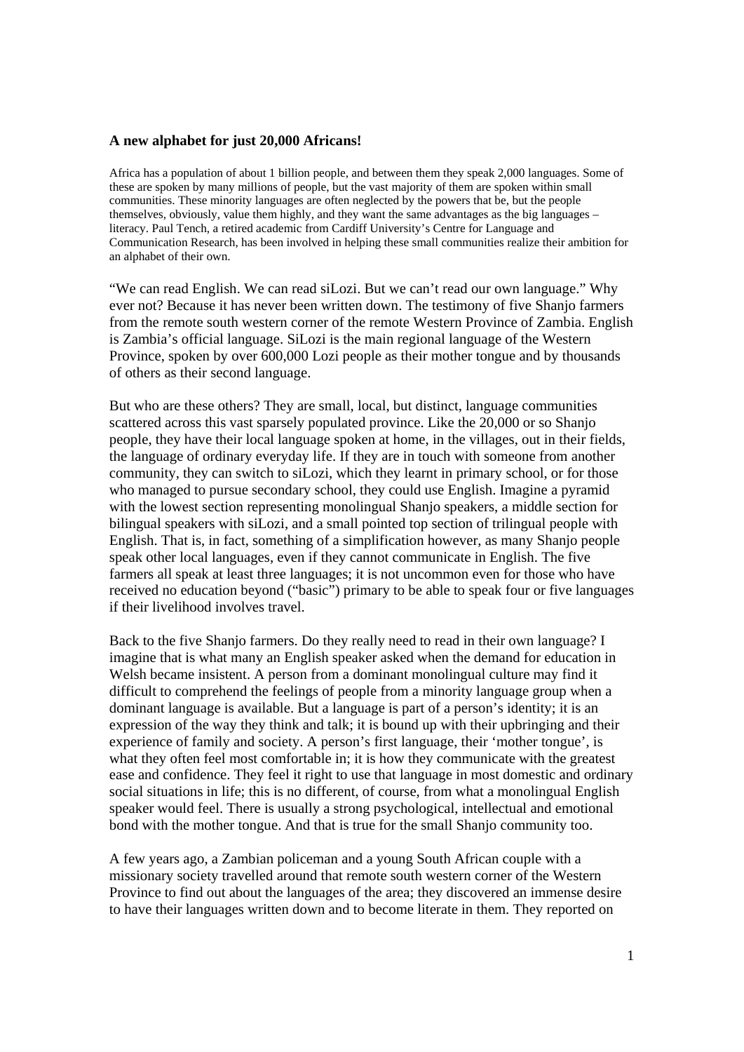**A new alphabet for just 20,000 Africans!**

Africa has a population of about 1 billion people, and between them they speak 2,000 languages. Some of these are spoken by many millions of people, but the vast majority of them are spoken within small communities. These minority languages are often neglected by the powers that be, but the people themselves, obviously, value them highly, and they want the same advantages as the big languages – literacy. Paul Tench, a retired academic from Cardiff University's Centre for Language and Communication Research, has been involved in helping these small communities realize their ambition for an alphabet of their own.

"We can read English. We can read siLozi. But we can't read our own language." Why ever not? Because it has never been written down. The testimony of five Shanjo farmers from the remote south western corner of the remote Western Province of Zambia. English is Zambia's official language. SiLozi is the main regional language of the Western Province, spoken by over 600,000 Lozi people as their mother tongue and by thousands of others as their second language.

But who are these others? They are small, local, but distinct, language communities scattered across this vast sparsely populated province. Like the 20,000 or so Shanjo people, they have their local language spoken at home, in the villages, out in their fields, the language of ordinary everyday life. If they are in touch with someone from another community, they can switch to siLozi, which they learnt in primary school, or for those who managed to pursue secondary school, they could use English. Imagine a pyramid with the lowest section representing monolingual Shanjo speakers, a middle section for bilingual speakers with siLozi, and a small pointed top section of trilingual people with English. That is, in fact, something of a simplification however, as many Shanjo people speak other local languages, even if they cannot communicate in English. The five farmers all speak at least three languages; it is not uncommon even for those who have received no education beyond ("basic") primary to be able to speak four or five languages if their livelihood involves travel.

Back to the five Shanjo farmers. Do they really need to read in their own language? I imagine that is what many an English speaker asked when the demand for education in Welsh became insistent. A person from a dominant monolingual culture may find it difficult to comprehend the feelings of people from a minority language group when a dominant language is available. But a language is part of a person's identity; it is an expression of the way they think and talk; it is bound up with their upbringing and their experience of family and society. A person's first language, their 'mother tongue', is what they often feel most comfortable in; it is how they communicate with the greatest ease and confidence. They feel it right to use that language in most domestic and ordinary social situations in life; this is no different, of course, from what a monolingual English speaker would feel. There is usually a strong psychological, intellectual and emotional bond with the mother tongue. And that is true for the small Shanjo community too.

A few years ago, a Zambian policeman and a young South African couple with a missionary society travelled around that remote south western corner of the Western Province to find out about the languages of the area; they discovered an immense desire to have their languages written down and to become literate in them. They reported on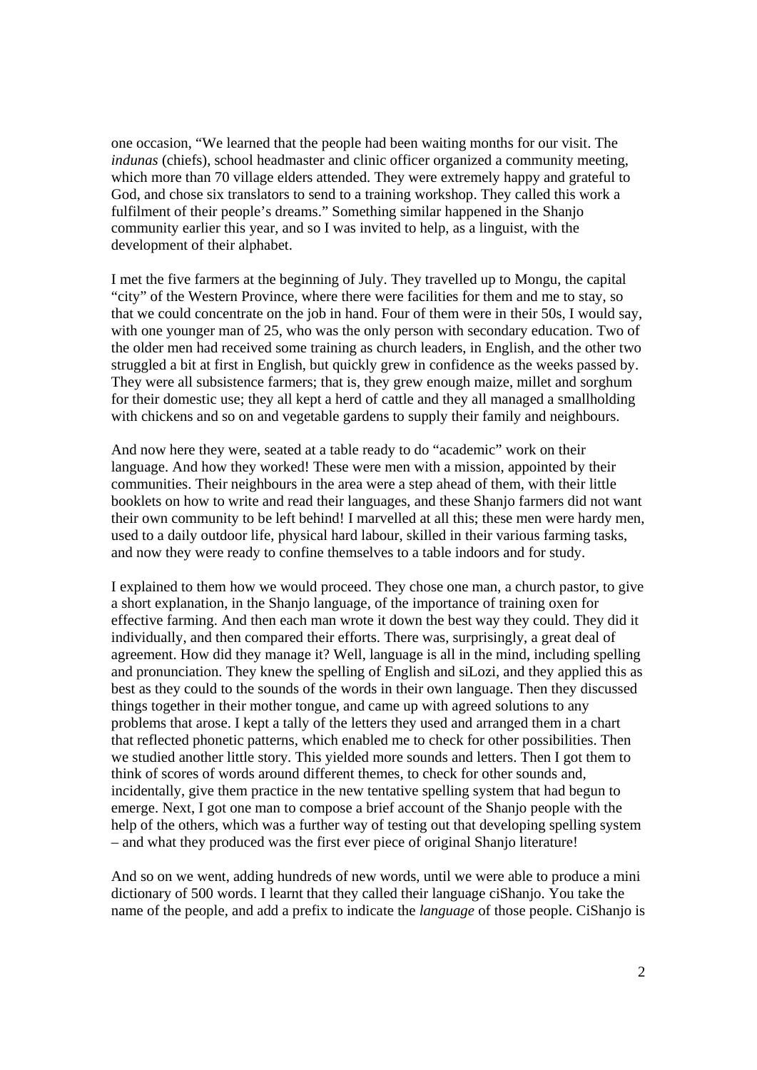one occasion, "We learned that the people had been waiting months for our visit. The *indunas* (chiefs), school headmaster and clinic officer organized a community meeting, which more than 70 village elders attended. They were extremely happy and grateful to God, and chose six translators to send to a training workshop. They called this work a fulfilment of their people's dreams." Something similar happened in the Shanjo community earlier this year, and so I was invited to help, as a linguist, with the development of their alphabet.

I met the five farmers at the beginning of July. They travelled up to Mongu, the capital "city" of the Western Province, where there were facilities for them and me to stay, so that we could concentrate on the job in hand. Four of them were in their 50s, I would say, with one younger man of 25, who was the only person with secondary education. Two of the older men had received some training as church leaders, in English, and the other two struggled a bit at first in English, but quickly grew in confidence as the weeks passed by. They were all subsistence farmers; that is, they grew enough maize, millet and sorghum for their domestic use; they all kept a herd of cattle and they all managed a smallholding with chickens and so on and vegetable gardens to supply their family and neighbours.

And now here they were, seated at a table ready to do "academic" work on their language. And how they worked! These were men with a mission, appointed by their communities. Their neighbours in the area were a step ahead of them, with their little booklets on how to write and read their languages, and these Shanjo farmers did not want their own community to be left behind! I marvelled at all this; these men were hardy men, used to a daily outdoor life, physical hard labour, skilled in their various farming tasks, and now they were ready to confine themselves to a table indoors and for study.

I explained to them how we would proceed. They chose one man, a church pastor, to give a short explanation, in the Shanjo language, of the importance of training oxen for effective farming. And then each man wrote it down the best way they could. They did it individually, and then compared their efforts. There was, surprisingly, a great deal of agreement. How did they manage it? Well, language is all in the mind, including spelling and pronunciation. They knew the spelling of English and siLozi, and they applied this as best as they could to the sounds of the words in their own language. Then they discussed things together in their mother tongue, and came up with agreed solutions to any problems that arose. I kept a tally of the letters they used and arranged them in a chart that reflected phonetic patterns, which enabled me to check for other possibilities. Then we studied another little story. This yielded more sounds and letters. Then I got them to think of scores of words around different themes, to check for other sounds and, incidentally, give them practice in the new tentative spelling system that had begun to emerge. Next, I got one man to compose a brief account of the Shanjo people with the help of the others, which was a further way of testing out that developing spelling system – and what they produced was the first ever piece of original Shanjo literature!

And so on we went, adding hundreds of new words, until we were able to produce a mini dictionary of 500 words. I learnt that they called their language ciShanjo. You take the name of the people, and add a prefix to indicate the *language* of those people. CiShanjo is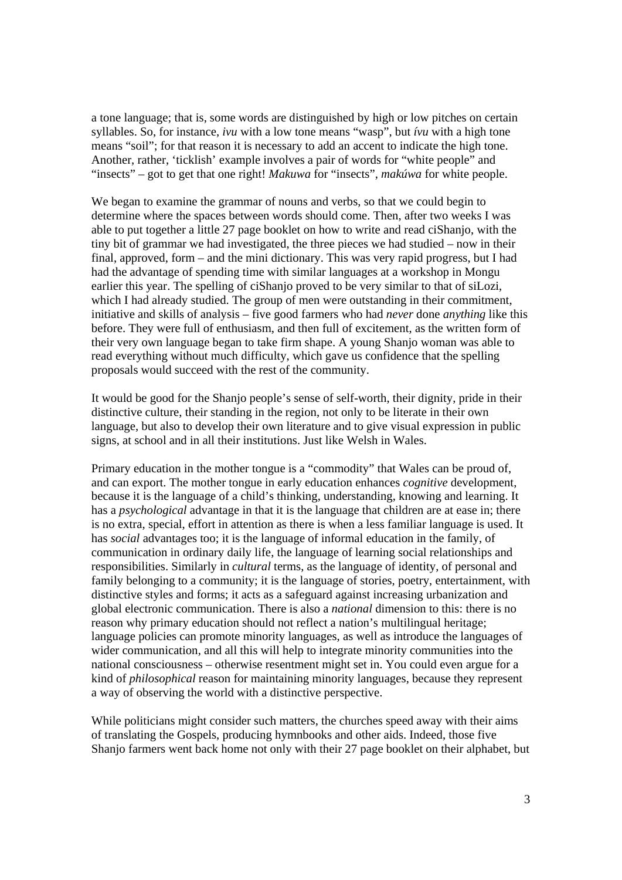a tone language; that is, some words are distinguished by high or low pitches on certain syllables. So, for instance, *ivu* with a low tone means "wasp", but *ívu* with a high tone means "soil"; for that reason it is necessary to add an accent to indicate the high tone. Another, rather, 'ticklish' example involves a pair of words for "white people" and "insects" – got to get that one right! *Makuwa* for "insects", *makúwa* for white people.

We began to examine the grammar of nouns and verbs, so that we could begin to determine where the spaces between words should come. Then, after two weeks I was able to put together a little 27 page booklet on how to write and read ciShanjo, with the tiny bit of grammar we had investigated, the three pieces we had studied – now in their final, approved, form – and the mini dictionary. This was very rapid progress, but I had had the advantage of spending time with similar languages at a workshop in Mongu earlier this year. The spelling of ciShanjo proved to be very similar to that of siLozi, which I had already studied. The group of men were outstanding in their commitment, initiative and skills of analysis – five good farmers who had *never* done *anything* like this before. They were full of enthusiasm, and then full of excitement, as the written form of their very own language began to take firm shape. A young Shanjo woman was able to read everything without much difficulty, which gave us confidence that the spelling proposals would succeed with the rest of the community.

It would be good for the Shanjo people's sense of self-worth, their dignity, pride in their distinctive culture, their standing in the region, not only to be literate in their own language, but also to develop their own literature and to give visual expression in public signs, at school and in all their institutions. Just like Welsh in Wales.

Primary education in the mother tongue is a "commodity" that Wales can be proud of, and can export. The mother tongue in early education enhances *cognitive* development, because it is the language of a child's thinking, understanding, knowing and learning. It has a *psychological* advantage in that it is the language that children are at ease in; there is no extra, special, effort in attention as there is when a less familiar language is used. It has *social* advantages too; it is the language of informal education in the family, of communication in ordinary daily life, the language of learning social relationships and responsibilities. Similarly in *cultural* terms, as the language of identity, of personal and family belonging to a community; it is the language of stories, poetry, entertainment, with distinctive styles and forms; it acts as a safeguard against increasing urbanization and global electronic communication. There is also a *national* dimension to this: there is no reason why primary education should not reflect a nation's multilingual heritage; language policies can promote minority languages, as well as introduce the languages of wider communication, and all this will help to integrate minority communities into the national consciousness – otherwise resentment might set in. You could even argue for a kind of *philosophical* reason for maintaining minority languages, because they represent a way of observing the world with a distinctive perspective.

While politicians might consider such matters, the churches speed away with their aims of translating the Gospels, producing hymnbooks and other aids. Indeed, those five Shanjo farmers went back home not only with their 27 page booklet on their alphabet, but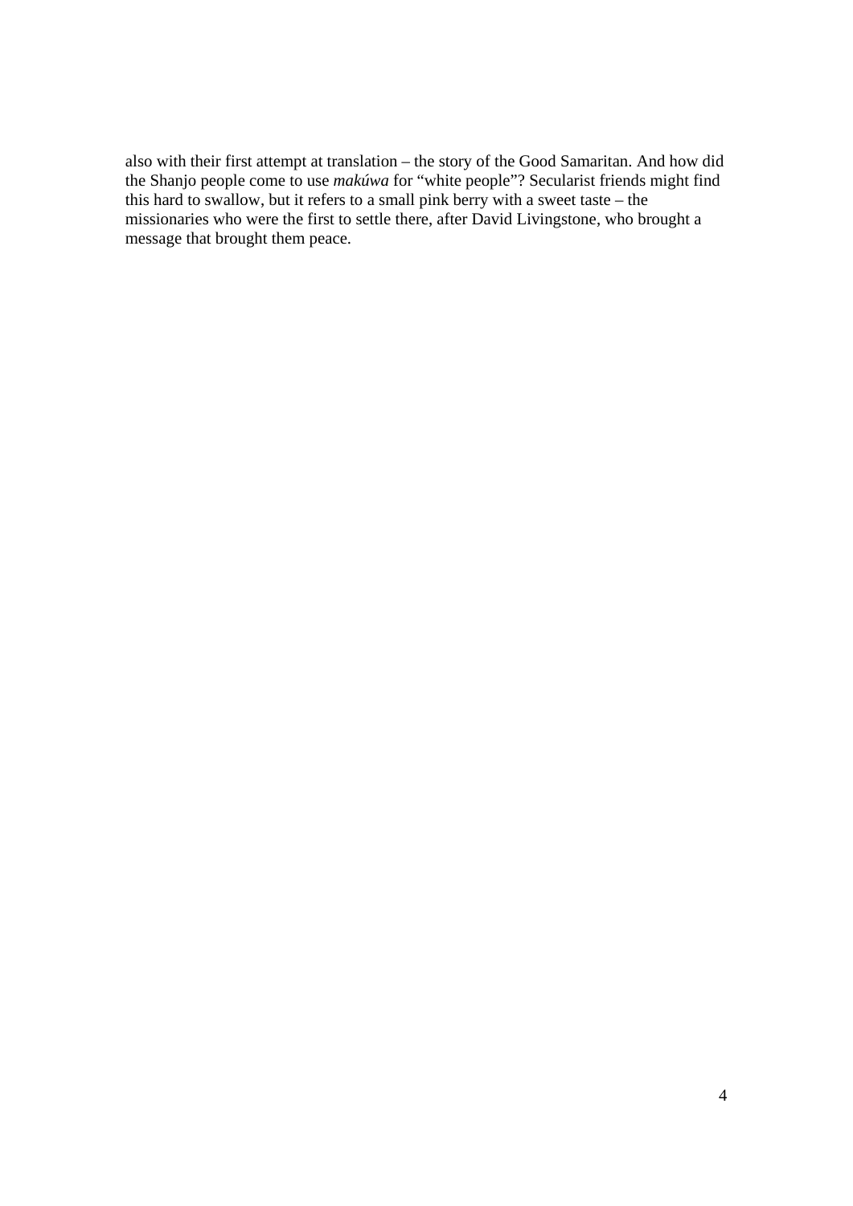also with their first attempt at translation – the story of the Good Samaritan. And how did the Shanjo people come to use *makúwa* for "white people"? Secularist friends might find this hard to swallow, but it refers to a small pink berry with a sweet taste – the missionaries who were the first to settle there, after David Livingstone, who brought a message that brought them peace.